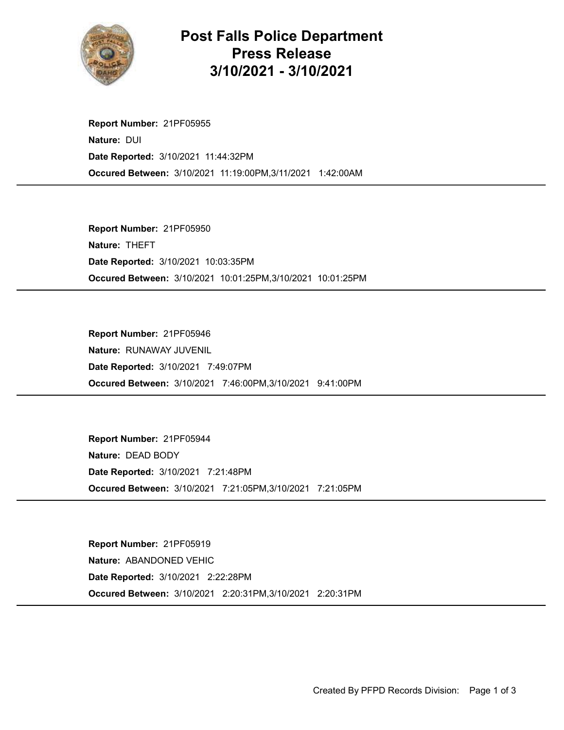# Post Falls Police Department Press Release 3/10/2021 - 3/10/2021

**Report Number:** 21PF05955
**Nature:** DUI
**Date Reported:** 3/10/2021 11:44:32PM
**Occured Between:** 3/10/2021 11:19:00PM,3/11/2021 1:42:00AM

---

**Report Number:** 21PF05950
**Nature:** THEFT
**Date Reported:** 3/10/2021 10:03:35PM
**Occured Between:** 3/10/2021 10:01:25PM,3/10/2021 10:01:25PM

---

**Report Number:** 21PF05946
**Nature:** RUNAWAY JUVENIL
**Date Reported:** 3/10/2021 7:49:07PM
**Occured Between:** 3/10/2021 7:46:00PM,3/10/2021 9:41:00PM

---

**Report Number:** 21PF05944
**Nature:** DEAD BODY
**Date Reported:** 3/10/2021 7:21:48PM
**Occured Between:** 3/10/2021 7:21:05PM,3/10/2021 7:21:05PM

---

**Report Number:** 21PF05919
**Nature:** ABANDONED VEHIC
**Date Reported:** 3/10/2021 2:22:28PM
**Occured Between:** 3/10/2021 2:20:31PM,3/10/2021 2:20:31PM

---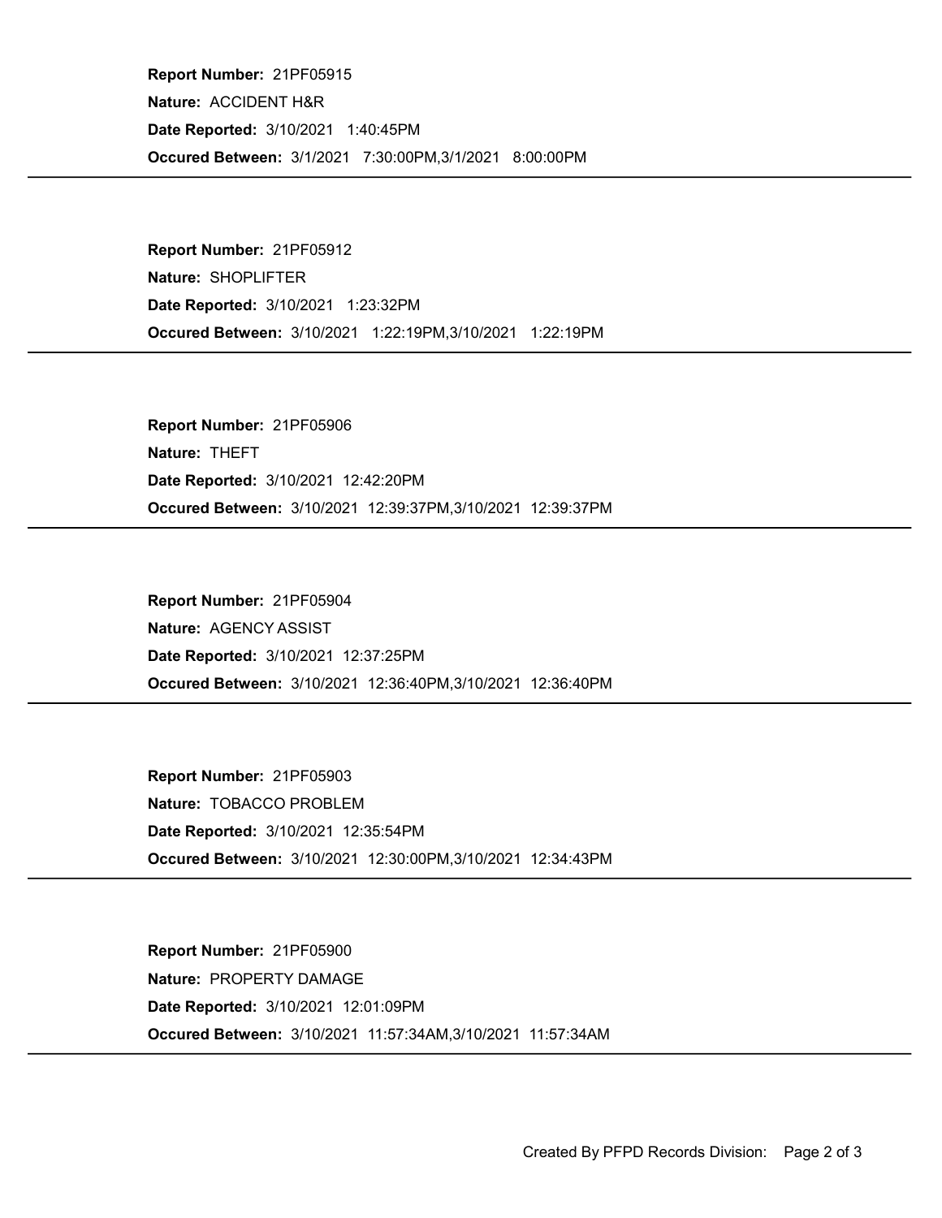**Report Number:** 21PF05915
**Nature:** ACCIDENT H&R
**Date Reported:** 3/10/2021 1:40:45PM
**Occured Between:** 3/1/2021 7:30:00PM,3/1/2021 8:00:00PM

---

**Report Number:** 21PF05912
**Nature:** SHOPLIFTER
**Date Reported:** 3/10/2021 1:23:32PM
**Occured Between:** 3/10/2021 1:22:19PM,3/10/2021 1:22:19PM

---

**Report Number:** 21PF05906
**Nature:** THEFT
**Date Reported:** 3/10/2021 12:42:20PM
**Occured Between:** 3/10/2021 12:39:37PM,3/10/2021 12:39:37PM

---

**Report Number:** 21PF05904
**Nature:** AGENCY ASSIST
**Date Reported:** 3/10/2021 12:37:25PM
**Occured Between:** 3/10/2021 12:36:40PM,3/10/2021 12:36:40PM

---

**Report Number:** 21PF05903
**Nature:** TOBACCO PROBLEM
**Date Reported:** 3/10/2021 12:35:54PM
**Occured Between:** 3/10/2021 12:30:00PM,3/10/2021 12:34:43PM

---

**Report Number:** 21PF05900
**Nature:** PROPERTY DAMAGE
**Date Reported:** 3/10/2021 12:01:09PM
**Occured Between:** 3/10/2021 11:57:34AM,3/10/2021 11:57:34AM

---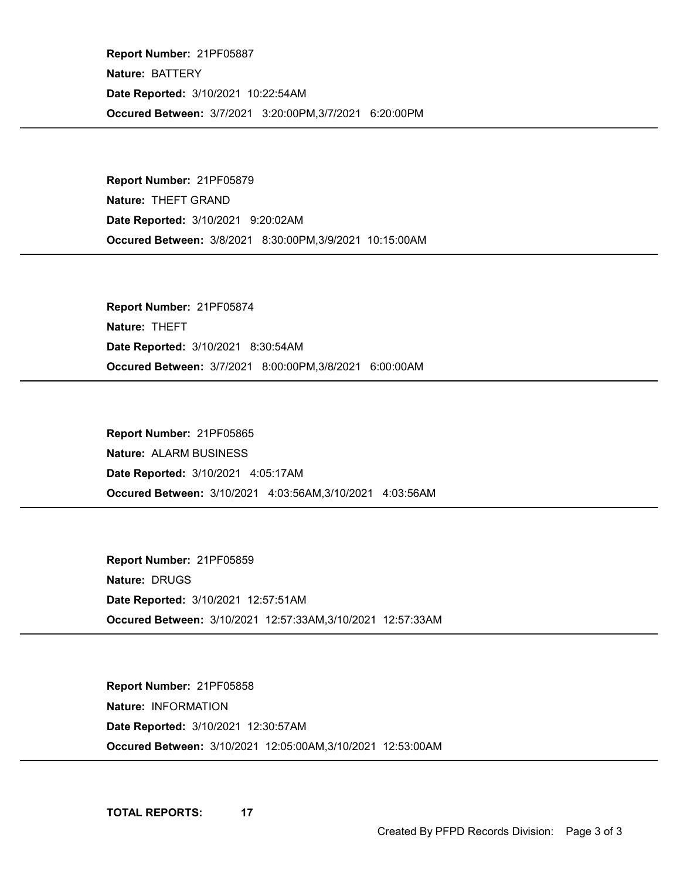**Report Number:** 21PF05887

**Nature:** BATTERY

**Date Reported:** 3/10/2021 10:22:54AM

**Occured Between:** 3/7/2021 3:20:00PM,3/7/2021 6:20:00PM

---

**Report Number:** 21PF05879

**Nature:** THEFT GRAND

**Date Reported:** 3/10/2021 9:20:02AM

**Occured Between:** 3/8/2021 8:30:00PM,3/9/2021 10:15:00AM

---

**Report Number:** 21PF05874

**Nature:** THEFT

**Date Reported:** 3/10/2021 8:30:54AM

**Occured Between:** 3/7/2021 8:00:00PM,3/8/2021 6:00:00AM

---

**Report Number:** 21PF05865

**Nature:** ALARM BUSINESS

**Date Reported:** 3/10/2021 4:05:17AM

**Occured Between:** 3/10/2021 4:03:56AM,3/10/2021 4:03:56AM

---

**Report Number:** 21PF05859

**Nature:** DRUGS

**Date Reported:** 3/10/2021 12:57:51AM

**Occured Between:** 3/10/2021 12:57:33AM,3/10/2021 12:57:33AM

---

**Report Number:** 21PF05858

**Nature:** INFORMATION

**Date Reported:** 3/10/2021 12:30:57AM

**Occured Between:** 3/10/2021 12:05:00AM,3/10/2021 12:53:00AM

---

**TOTAL REPORTS: 17**

Created By PFPD Records Division: